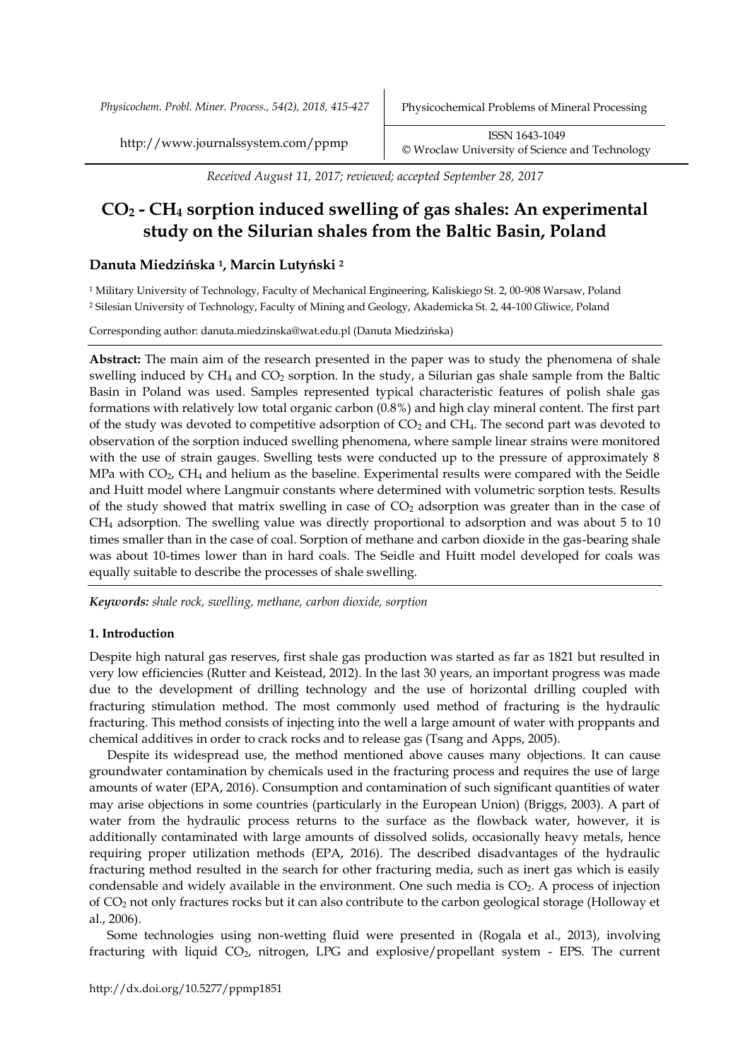*Received August 11, 2017; reviewed; accepted September 28, 2017*

# $CO_2$ - $CH_4$ sorption induced swelling of gas shales: An experimental study on the Silurian shales from the Baltic Basin, Poland

**Danuta Miedzińska [1], Marcin Lutyński [2]**

[1] Military University of Technology, Faculty of Mechanical Engineering, Kaliskiego St. 2, 00-908 Warsaw, Poland
[2] Silesian University of Technology, Faculty of Mining and Geology, Akademicka St. 2, 44-100 Gliwice, Poland

Corresponding author: danuta.miedzinska@wat.edu.pl (Danuta Miedzińska)

**Abstract:** The main aim of the research presented in the paper was to study the phenomena of shale swelling induced by $CH_4$ and $CO_2$ sorption. In the study, a Silurian gas shale sample from the Baltic Basin in Poland was used. Samples represented typical characteristic features of polish shale gas formations with relatively low total organic carbon (0.8%) and high clay mineral content. The first part of the study was devoted to competitive adsorption of $CO_2$ and $CH_4$. The second part was devoted to observation of the sorption induced swelling phenomena, where sample linear strains were monitored with the use of strain gauges. Swelling tests were conducted up to the pressure of approximately 8 MPa with $CO_2$, $CH_4$ and helium as the baseline. Experimental results were compared with the Seidle and Huitt model where Langmuir constants where determined with volumetric sorption tests. Results of the study showed that matrix swelling in case of $CO_2$ adsorption was greater than in the case of $CH_4$ adsorption. The swelling value was directly proportional to adsorption and was about 5 to 10 times smaller than in the case of coal. Sorption of methane and carbon dioxide in the gas-bearing shale was about 10-times lower than in hard coals. The Seidle and Huitt model developed for coals was equally suitable to describe the processes of shale swelling.

***Keywords:*** *shale rock, swelling, methane, carbon dioxide, sorption*

## 1. Introduction

Despite high natural gas reserves, first shale gas production was started as far as 1821 but resulted in very low efficiencies (Rutter and Keistead, 2012). In the last 30 years, an important progress was made due to the development of drilling technology and the use of horizontal drilling coupled with fracturing stimulation method. The most commonly used method of fracturing is the hydraulic fracturing. This method consists of injecting into the well a large amount of water with proppants and chemical additives in order to crack rocks and to release gas (Tsang and Apps, 2005).

Despite its widespread use, the method mentioned above causes many objections. It can cause groundwater contamination by chemicals used in the fracturing process and requires the use of large amounts of water (EPA, 2016). Consumption and contamination of such significant quantities of water may arise objections in some countries (particularly in the European Union) (Briggs, 2003). A part of water from the hydraulic process returns to the surface as the flowback water, however, it is additionally contaminated with large amounts of dissolved solids, occasionally heavy metals, hence requiring proper utilization methods (EPA, 2016). The described disadvantages of the hydraulic fracturing method resulted in the search for other fracturing media, such as inert gas which is easily condensable and widely available in the environment. One such media is $CO_2$. A process of injection of $CO_2$ not only fractures rocks but it can also contribute to the carbon geological storage (Holloway et al., 2006).

Some technologies using non-wetting fluid were presented in (Rogala et al., 2013), involving fracturing with liquid $CO_2$, nitrogen, LPG and explosive/propellant system - EPS. The current

http://dx.doi.org/10.5277/ppmp1851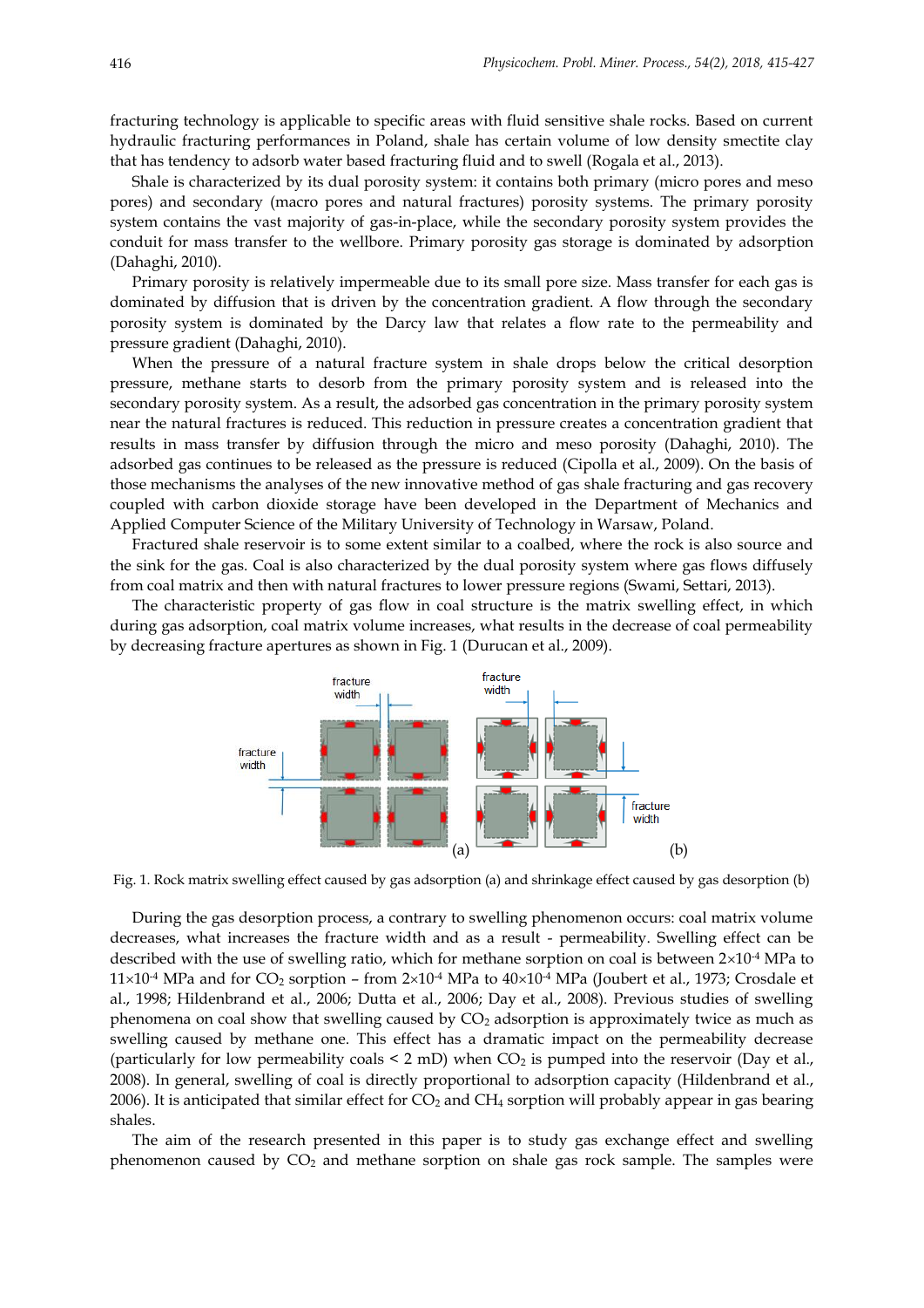fracturing technology is applicable to specific areas with fluid sensitive shale rocks. Based on current hydraulic fracturing performances in Poland, shale has certain volume of low density smectite clay that has tendency to adsorb water based fracturing fluid and to swell (Rogala et al., 2013).

Shale is characterized by its dual porosity system: it contains both primary (micro pores and meso pores) and secondary (macro pores and natural fractures) porosity systems. The primary porosity system contains the vast majority of gas-in-place, while the secondary porosity system provides the conduit for mass transfer to the wellbore. Primary porosity gas storage is dominated by adsorption (Dahaghi, 2010).

Primary porosity is relatively impermeable due to its small pore size. Mass transfer for each gas is dominated by diffusion that is driven by the concentration gradient. A flow through the secondary porosity system is dominated by the Darcy law that relates a flow rate to the permeability and pressure gradient (Dahaghi, 2010).

When the pressure of a natural fracture system in shale drops below the critical desorption pressure, methane starts to desorb from the primary porosity system and is released into the secondary porosity system. As a result, the adsorbed gas concentration in the primary porosity system near the natural fractures is reduced. This reduction in pressure creates a concentration gradient that results in mass transfer by diffusion through the micro and meso porosity (Dahaghi, 2010). The adsorbed gas continues to be released as the pressure is reduced (Cipolla et al., 2009). On the basis of those mechanisms the analyses of the new innovative method of gas shale fracturing and gas recovery coupled with carbon dioxide storage have been developed in the Department of Mechanics and Applied Computer Science of the Military University of Technology in Warsaw, Poland.

Fractured shale reservoir is to some extent similar to a coalbed, where the rock is also source and the sink for the gas. Coal is also characterized by the dual porosity system where gas flows diffusely from coal matrix and then with natural fractures to lower pressure regions (Swami, Settari, 2013).

The characteristic property of gas flow in coal structure is the matrix swelling effect, in which during gas adsorption, coal matrix volume increases, what results in the decrease of coal permeability by decreasing fracture apertures as shown in Fig. 1 (Durucan et al., 2009).

Fig. 1. Rock matrix swelling effect caused by gas adsorption (a) and shrinkage effect caused by gas desorption (b)

During the gas desorption process, a contrary to swelling phenomenon occurs: coal matrix volume decreases, what increases the fracture width and as a result - permeability. Swelling effect can be described with the use of swelling ratio, which for methane sorption on coal is between $2\times10^{-4}$ MPa to $11\times10^{-4}$ MPa and for $CO_2$ sorption – from $2\times10^{-4}$ MPa to $40\times10^{-4}$ MPa (Joubert et al., 1973; Crosdale et al., 1998; Hildenbrand et al., 2006; Dutta et al., 2006; Day et al., 2008). Previous studies of swelling phenomena on coal show that swelling caused by $CO_2$ adsorption is approximately twice as much as swelling caused by methane one. This effect has a dramatic impact on the permeability decrease (particularly for low permeability coals < 2 mD) when $CO_2$ is pumped into the reservoir (Day et al., 2008). In general, swelling of coal is directly proportional to adsorption capacity (Hildenbrand et al., 2006). It is anticipated that similar effect for $CO_2$ and $CH_4$ sorption will probably appear in gas bearing shales.

The aim of the research presented in this paper is to study gas exchange effect and swelling phenomenon caused by $CO_2$ and methane sorption on shale gas rock sample. The samples were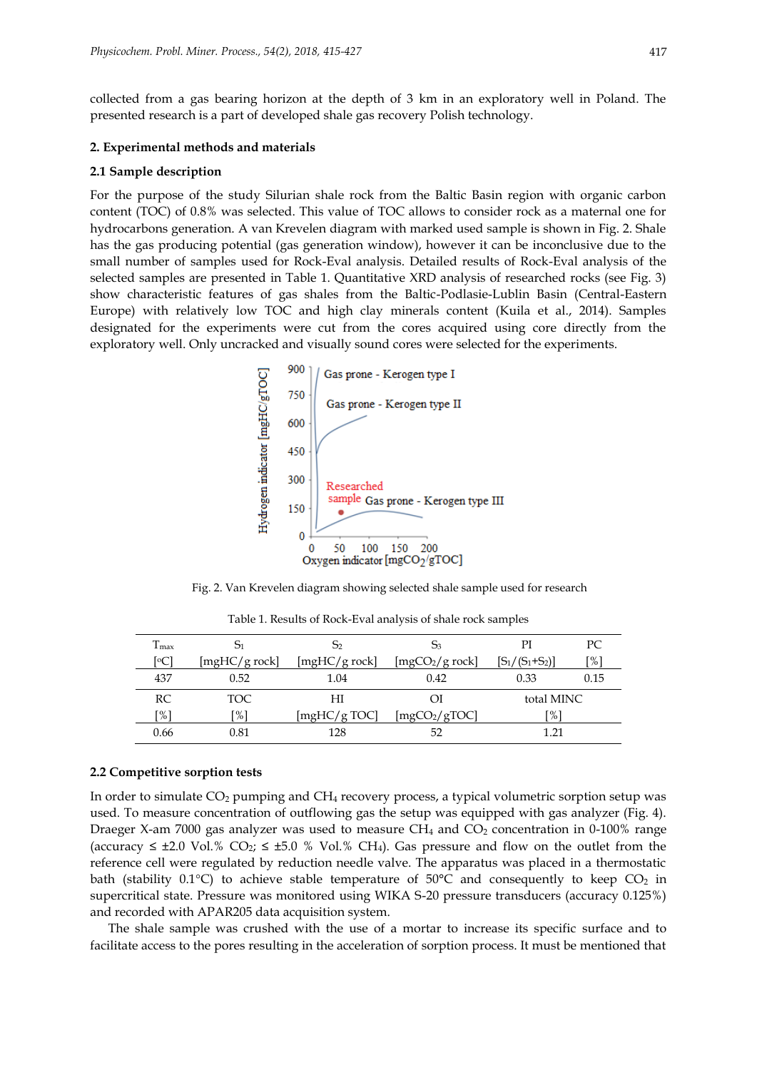collected from a gas bearing horizon at the depth of 3 km in an exploratory well in Poland. The presented research is a part of developed shale gas recovery Polish technology.

## 2. Experimental methods and materials

### 2.1 Sample description

For the purpose of the study Silurian shale rock from the Baltic Basin region with organic carbon content (TOC) of 0.8% was selected. This value of TOC allows to consider rock as a maternal one for hydrocarbons generation. A van Krevelen diagram with marked used sample is shown in Fig. 2. Shale has the gas producing potential (gas generation window), however it can be inconclusive due to the small number of samples used for Rock-Eval analysis. Detailed results of Rock-Eval analysis of the selected samples are presented in Table 1. Quantitative XRD analysis of researched rocks (see Fig. 3) show characteristic features of gas shales from the Baltic-Podlasie-Lublin Basin (Central-Eastern Europe) with relatively low TOC and high clay minerals content (Kuila et al., 2014). Samples designated for the experiments were cut from the cores acquired using core directly from the exploratory well. Only uncracked and visually sound cores were selected for the experiments.

Fig. 2. Van Krevelen diagram showing selected shale sample used for research

Table 1. Results of Rock-Eval analysis of shale rock samples

| $T_{max}$ [°C] | $S_1$ [mgHC/g rock] | $S_2$ [mgHC/g rock] | $S_3$ [mg$CO_2$/g rock] | PI [$S_1$/($S_1$+$S_2$)] | PC [%] |
|---|---|---|---|---|---|
| 437 | 0.52 | 1.04 | 0.42 | 0.33 | 0.15 |
| **RC [%]** | **TOC [%]** | **HI [mgHC/g TOC]** | **OI [mg$CO_2$/gTOC]** | **total MINC [%]** | |
| 0.66 | 0.81 | 128 | 52 | 1.21 | |

### 2.2 Competitive sorption tests

In order to simulate $CO_2$ pumping and $CH_4$ recovery process, a typical volumetric sorption setup was used. To measure concentration of outflowing gas the setup was equipped with gas analyzer (Fig. 4). Draeger X-am 7000 gas analyzer was used to measure $CH_4$ and $CO_2$ concentration in 0-100% range (accuracy ≤ ±2.0 Vol.% $CO_2$; ≤ ±5.0 % Vol.% $CH_4$). Gas pressure and flow on the outlet from the reference cell were regulated by reduction needle valve. The apparatus was placed in a thermostatic bath (stability 0.1°C) to achieve stable temperature of 50°C and consequently to keep $CO_2$ in supercritical state. Pressure was monitored using WIKA S-20 pressure transducers (accuracy 0.125%) and recorded with APAR205 data acquisition system.

The shale sample was crushed with the use of a mortar to increase its specific surface and to facilitate access to the pores resulting in the acceleration of sorption process. It must be mentioned that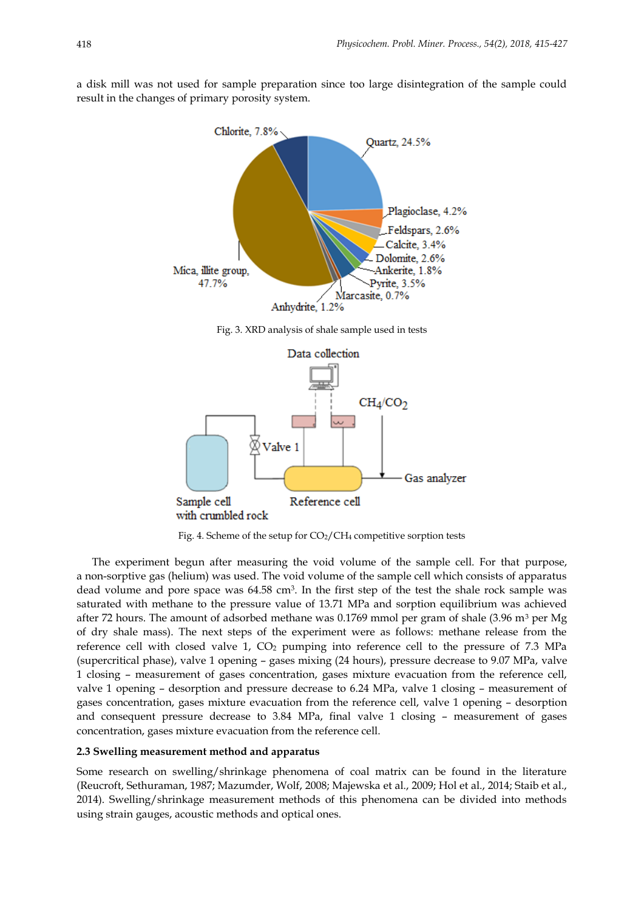a disk mill was not used for sample preparation since too large disintegration of the sample could result in the changes of primary porosity system.

Fig. 3. XRD analysis of shale sample used in tests

Fig. 4. Scheme of the setup for $CO_2/CH_4$ competitive sorption tests

The experiment begun after measuring the void volume of the sample cell. For that purpose, a non-sorptive gas (helium) was used. The void volume of the sample cell which consists of apparatus dead volume and pore space was 64.58 $cm^3$. In the first step of the test the shale rock sample was saturated with methane to the pressure value of 13.71 MPa and sorption equilibrium was achieved after 72 hours. The amount of adsorbed methane was 0.1769 mmol per gram of shale (3.96 $m^3$ per Mg of dry shale mass). The next steps of the experiment were as follows: methane release from the reference cell with closed valve 1, $CO_2$ pumping into reference cell to the pressure of 7.3 MPa (supercritical phase), valve 1 opening – gases mixing (24 hours), pressure decrease to 9.07 MPa, valve 1 closing – measurement of gases concentration, gases mixture evacuation from the reference cell, valve 1 opening – desorption and pressure decrease to 6.24 MPa, valve 1 closing – measurement of gases concentration, gases mixture evacuation from the reference cell, valve 1 opening – desorption and consequent pressure decrease to 3.84 MPa, final valve 1 closing – measurement of gases concentration, gases mixture evacuation from the reference cell.

### 2.3 Swelling measurement method and apparatus

Some research on swelling/shrinkage phenomena of coal matrix can be found in the literature (Reucroft, Sethuraman, 1987; Mazumder, Wolf, 2008; Majewska et al., 2009; Hol et al., 2014; Staib et al., 2014). Swelling/shrinkage measurement methods of this phenomena can be divided into methods using strain gauges, acoustic methods and optical ones.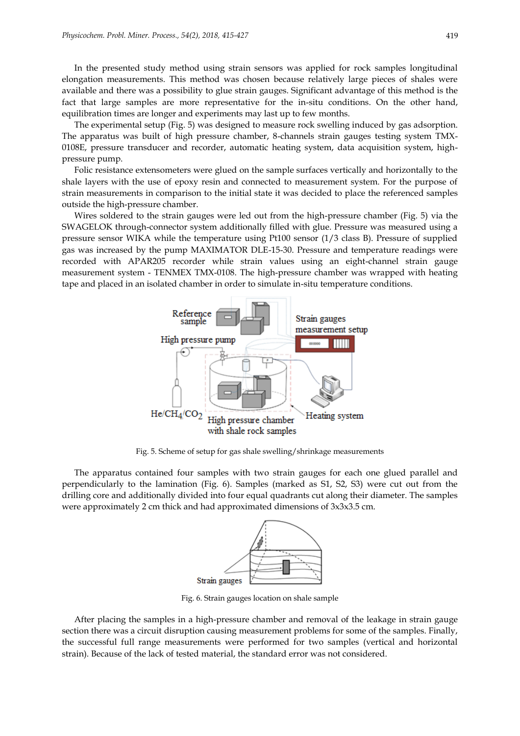In the presented study method using strain sensors was applied for rock samples longitudinal elongation measurements. This method was chosen because relatively large pieces of shales were available and there was a possibility to glue strain gauges. Significant advantage of this method is the fact that large samples are more representative for the in-situ conditions. On the other hand, equilibration times are longer and experiments may last up to few months.

The experimental setup (Fig. 5) was designed to measure rock swelling induced by gas adsorption. The apparatus was built of high pressure chamber, 8-channels strain gauges testing system TMX-0108E, pressure transducer and recorder, automatic heating system, data acquisition system, high-pressure pump.

Folic resistance extensometers were glued on the sample surfaces vertically and horizontally to the shale layers with the use of epoxy resin and connected to measurement system. For the purpose of strain measurements in comparison to the initial state it was decided to place the referenced samples outside the high-pressure chamber.

Wires soldered to the strain gauges were led out from the high-pressure chamber (Fig. 5) via the SWAGELOK through-connector system additionally filled with glue. Pressure was measured using a pressure sensor WIKA while the temperature using Pt100 sensor (1/3 class B). Pressure of supplied gas was increased by the pump MAXIMATOR DLE-15-30. Pressure and temperature readings were recorded with APAR205 recorder while strain values using an eight-channel strain gauge measurement system - TENMEX TMX-0108. The high-pressure chamber was wrapped with heating tape and placed in an isolated chamber in order to simulate in-situ temperature conditions.

Fig. 5. Scheme of setup for gas shale swelling/shrinkage measurements

The apparatus contained four samples with two strain gauges for each one glued parallel and perpendicularly to the lamination (Fig. 6). Samples (marked as S1, S2, S3) were cut out from the drilling core and additionally divided into four equal quadrants cut along their diameter. The samples were approximately 2 cm thick and had approximated dimensions of 3x3x3.5 cm.

Fig. 6. Strain gauges location on shale sample

After placing the samples in a high-pressure chamber and removal of the leakage in strain gauge section there was a circuit disruption causing measurement problems for some of the samples. Finally, the successful full range measurements were performed for two samples (vertical and horizontal strain). Because of the lack of tested material, the standard error was not considered.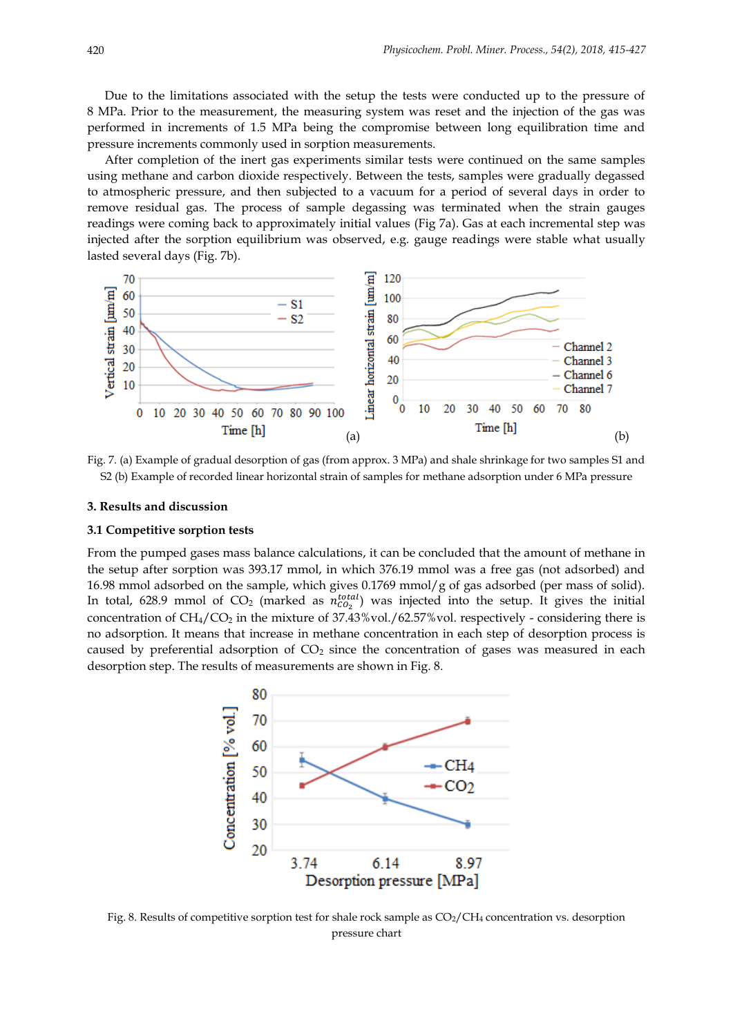Due to the limitations associated with the setup the tests were conducted up to the pressure of 8 MPa. Prior to the measurement, the measuring system was reset and the injection of the gas was performed in increments of 1.5 MPa being the compromise between long equilibration time and pressure increments commonly used in sorption measurements.

After completion of the inert gas experiments similar tests were continued on the same samples using methane and carbon dioxide respectively. Between the tests, samples were gradually degassed to atmospheric pressure, and then subjected to a vacuum for a period of several days in order to remove residual gas. The process of sample degassing was terminated when the strain gauges readings were coming back to approximately initial values (Fig 7a). Gas at each incremental step was injected after the sorption equilibrium was observed, e.g. gauge readings were stable what usually lasted several days (Fig. 7b).

Fig. 7. (a) Example of gradual desorption of gas (from approx. 3 MPa) and shale shrinkage for two samples S1 and S2 (b) Example of recorded linear horizontal strain of samples for methane adsorption under 6 MPa pressure

## 3. Results and discussion

### 3.1 Competitive sorption tests

From the pumped gases mass balance calculations, it can be concluded that the amount of methane in the setup after sorption was 393.17 mmol, in which 376.19 mmol was a free gas (not adsorbed) and 16.98 mmol adsorbed on the sample, which gives 0.1769 mmol/g of gas adsorbed (per mass of solid). In total, 628.9 mmol of $CO_2$ (marked as $n_{CO_2}^{total}$) was injected into the setup. It gives the initial concentration of $CH_4$/$CO_2$ in the mixture of 37.43%vol./62.57%vol. respectively - considering there is no adsorption. It means that increase in methane concentration in each step of desorption process is caused by preferential adsorption of $CO_2$ since the concentration of gases was measured in each desorption step. The results of measurements are shown in Fig. 8.

Fig. 8. Results of competitive sorption test for shale rock sample as $CO_2$/$CH_4$ concentration vs. desorption pressure chart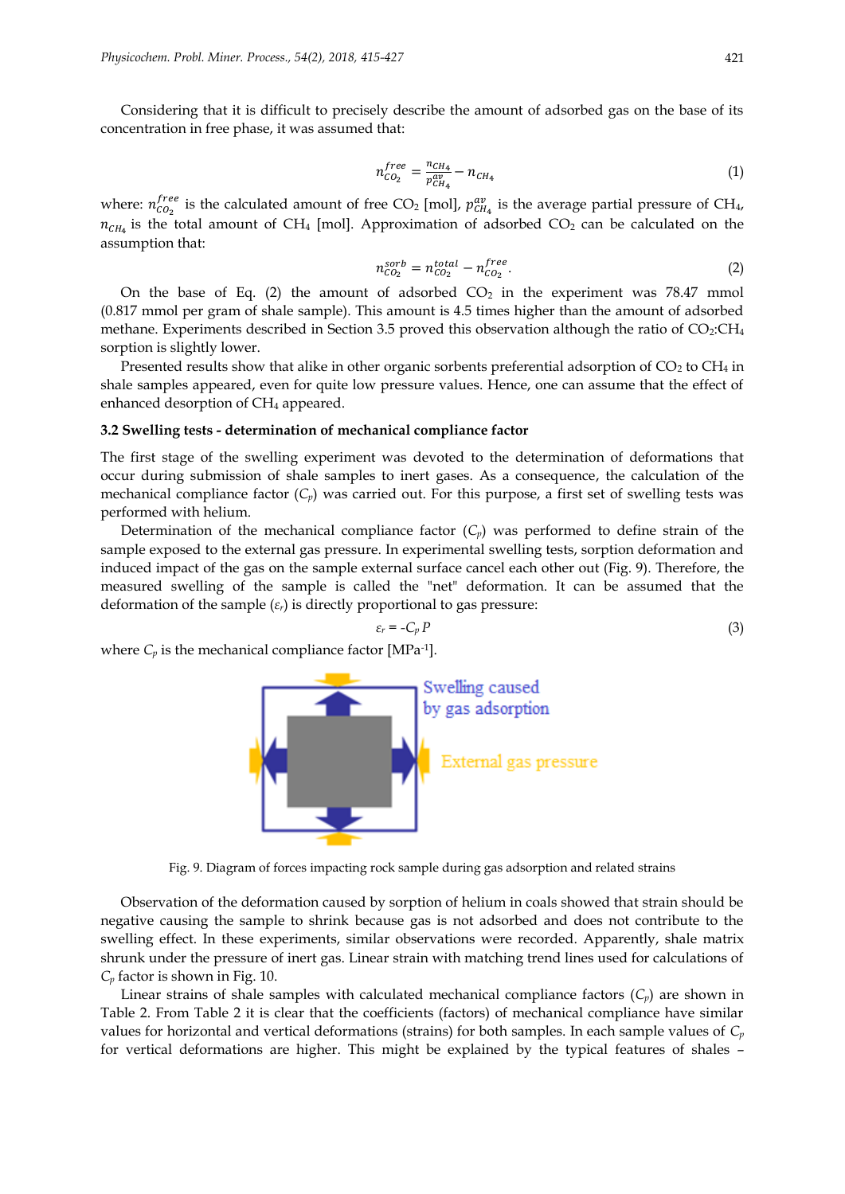Considering that it is difficult to precisely describe the amount of adsorbed gas on the base of its concentration in free phase, it was assumed that:

$$n_{CO_2}^{free} = \frac{n_{CH_4}}{p_{CH_4}^{av}} - n_{CH_4} \tag{1}$$

where: $n_{CO_2}^{free}$ is the calculated amount of free $CO_2$ [mol], $p_{CH_4}^{av}$ is the average partial pressure of $CH_4$, $n_{CH_4}$ is the total amount of $CH_4$ [mol]. Approximation of adsorbed $CO_2$ can be calculated on the assumption that:

$$n_{CO_2}^{sorb} = n_{CO_2}^{total} - n_{CO_2}^{free}. \tag{2}$$

On the base of Eq. (2) the amount of adsorbed $CO_2$ in the experiment was 78.47 mmol (0.817 mmol per gram of shale sample). This amount is 4.5 times higher than the amount of adsorbed methane. Experiments described in Section 3.5 proved this observation although the ratio of $CO_2$:$CH_4$ sorption is slightly lower.

Presented results show that alike in other organic sorbents preferential adsorption of $CO_2$ to $CH_4$ in shale samples appeared, even for quite low pressure values. Hence, one can assume that the effect of enhanced desorption of $CH_4$ appeared.

### 3.2 Swelling tests - determination of mechanical compliance factor

The first stage of the swelling experiment was devoted to the determination of deformations that occur during submission of shale samples to inert gases. As a consequence, the calculation of the mechanical compliance factor ($C_p$) was carried out. For this purpose, a first set of swelling tests was performed with helium.

Determination of the mechanical compliance factor ($C_p$) was performed to define strain of the sample exposed to the external gas pressure. In experimental swelling tests, sorption deformation and induced impact of the gas on the sample external surface cancel each other out (Fig. 9). Therefore, the measured swelling of the sample is called the "net" deformation. It can be assumed that the deformation of the sample ($\varepsilon_r$) is directly proportional to gas pressure:

$$\varepsilon_r = -C_p P \tag{3}$$

where $C_p$ is the mechanical compliance factor [MPa$^{-1}$].

Swelling caused by gas adsorption

External gas pressure

Fig. 9. Diagram of forces impacting rock sample during gas adsorption and related strains

Observation of the deformation caused by sorption of helium in coals showed that strain should be negative causing the sample to shrink because gas is not adsorbed and does not contribute to the swelling effect. In these experiments, similar observations were recorded. Apparently, shale matrix shrunk under the pressure of inert gas. Linear strain with matching trend lines used for calculations of $C_p$ factor is shown in Fig. 10.

Linear strains of shale samples with calculated mechanical compliance factors ($C_p$) are shown in Table 2. From Table 2 it is clear that the coefficients (factors) of mechanical compliance have similar values for horizontal and vertical deformations (strains) for both samples. In each sample values of $C_p$ for vertical deformations are higher. This might be explained by the typical features of shales –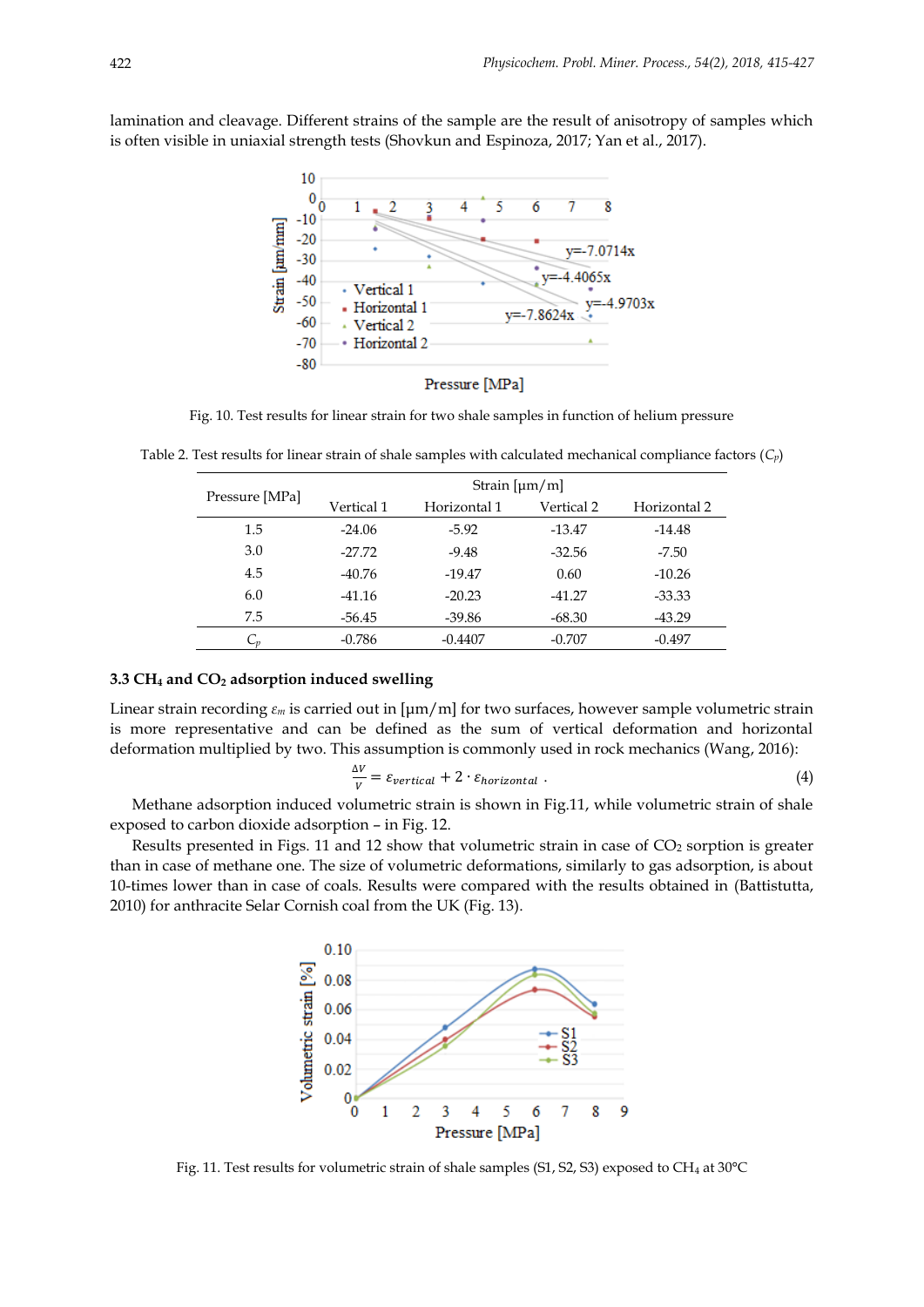lamination and cleavage. Different strains of the sample are the result of anisotropy of samples which is often visible in uniaxial strength tests (Shovkun and Espinoza, 2017; Yan et al., 2017).

Fig. 10. Test results for linear strain for two shale samples in function of helium pressure

Table 2. Test results for linear strain of shale samples with calculated mechanical compliance factors ($C_p$)

| Pressure [MPa] | Strain [μm/m] | | | |
|---|---|---|---|---|
| | Vertical 1 | Horizontal 1 | Vertical 2 | Horizontal 2 |
| 1.5 | -24.06 | -5.92 | -13.47 | -14.48 |
| 3.0 | -27.72 | -9.48 | -32.56 | -7.50 |
| 4.5 | -40.76 | -19.47 | 0.60 | -10.26 |
| 6.0 | -41.16 | -20.23 | -41.27 | -33.33 |
| 7.5 | -56.45 | -39.86 | -68.30 | -43.29 |
| $C_p$ | -0.786 | -0.4407 | -0.707 | -0.497 |

### 3.3 $CH_4$ and $CO_2$ adsorption induced swelling

Linear strain recording $\varepsilon_m$ is carried out in [μm/m] for two surfaces, however sample volumetric strain is more representative and can be defined as the sum of vertical deformation and horizontal deformation multiplied by two. This assumption is commonly used in rock mechanics (Wang, 2016):

$$\frac{\Delta V}{V} = \varepsilon_{vertical} + 2 \cdot \varepsilon_{horizontal} \ . \tag{4}$$

Methane adsorption induced volumetric strain is shown in Fig.11, while volumetric strain of shale exposed to carbon dioxide adsorption – in Fig. 12.

Results presented in Figs. 11 and 12 show that volumetric strain in case of $CO_2$ sorption is greater than in case of methane one. The size of volumetric deformations, similarly to gas adsorption, is about 10-times lower than in case of coals. Results were compared with the results obtained in (Battistutta, 2010) for anthracite Selar Cornish coal from the UK (Fig. 13).

Fig. 11. Test results for volumetric strain of shale samples (S1, S2, S3) exposed to $CH_4$ at 30°C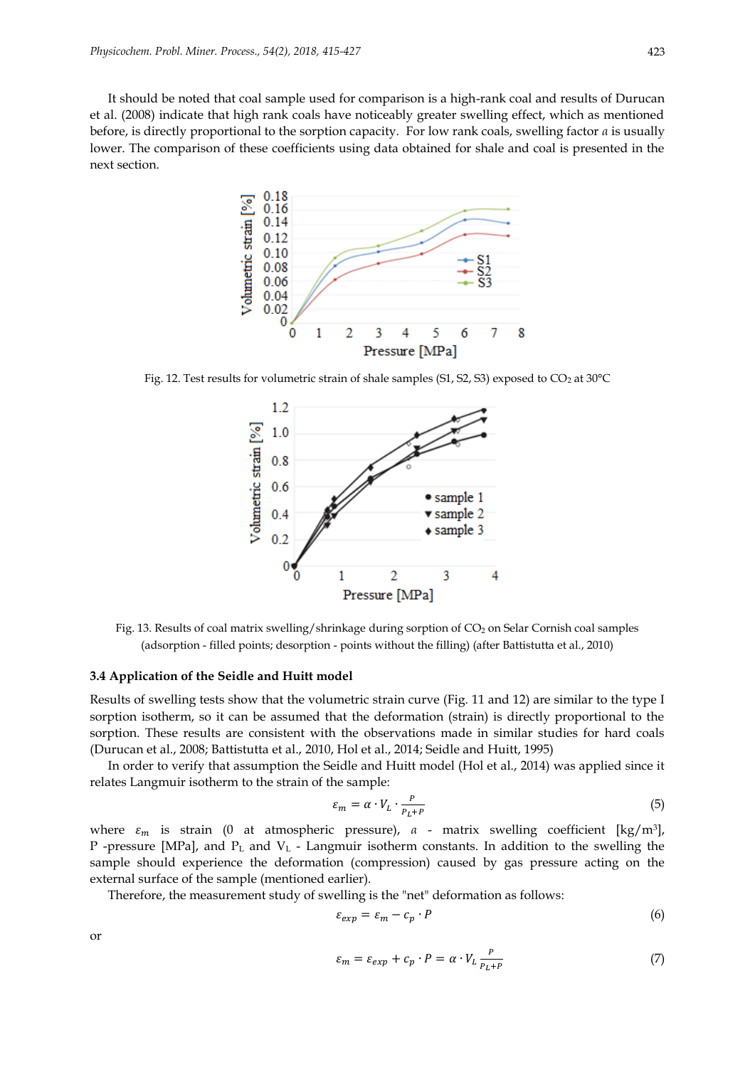It should be noted that coal sample used for comparison is a high-rank coal and results of Durucan et al. (2008) indicate that high rank coals have noticeably greater swelling effect, which as mentioned before, is directly proportional to the sorption capacity. For low rank coals, swelling factor $a$ is usually lower. The comparison of these coefficients using data obtained for shale and coal is presented in the next section.

Fig. 12. Test results for volumetric strain of shale samples (S1, S2, S3) exposed to $CO_2$ at 30°C

Fig. 13. Results of coal matrix swelling/shrinkage during sorption of $CO_2$ on Selar Cornish coal samples (adsorption - filled points; desorption - points without the filling) (after Battistutta et al., 2010)

### 3.4 Application of the Seidle and Huitt model

Results of swelling tests show that the volumetric strain curve (Fig. 11 and 12) are similar to the type I sorption isotherm, so it can be assumed that the deformation (strain) is directly proportional to the sorption. These results are consistent with the observations made in similar studies for hard coals (Durucan et al., 2008; Battistutta et al., 2010, Hol et al., 2014; Seidle and Huitt, 1995)

In order to verify that assumption the Seidle and Huitt model (Hol et al., 2014) was applied since it relates Langmuir isotherm to the strain of the sample:

$$\varepsilon_m = \alpha \cdot V_L \cdot \frac{P}{P_L + P} \tag{5}$$

where $\varepsilon_m$ is strain (0 at atmospheric pressure), $a$ - matrix swelling coefficient [kg/m³], P -pressure [MPa], and $P_L$ and $V_L$ - Langmuir isotherm constants. In addition to the swelling the sample should experience the deformation (compression) caused by gas pressure acting on the external surface of the sample (mentioned earlier).

Therefore, the measurement study of swelling is the "net" deformation as follows:

$$\varepsilon_{exp} = \varepsilon_m - c_p \cdot P \tag{6}$$

or

$$\varepsilon_m = \varepsilon_{exp} + c_p \cdot P = \alpha \cdot V_L \frac{P}{P_L + P} \tag{7}$$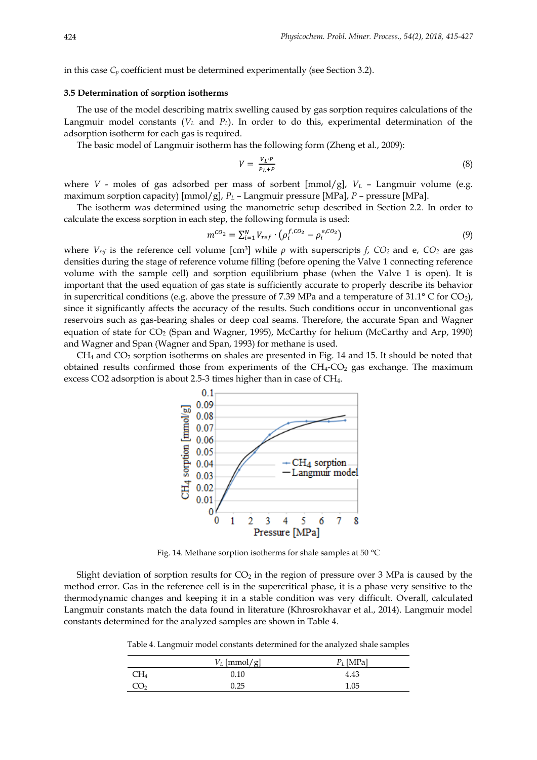in this case $C_p$ coefficient must be determined experimentally (see Section 3.2).

### 3.5 Determination of sorption isotherms

The use of the model describing matrix swelling caused by gas sorption requires calculations of the Langmuir model constants ($V_L$ and $P_L$). In order to do this, experimental determination of the adsorption isotherm for each gas is required.

The basic model of Langmuir isotherm has the following form (Zheng et al., 2009):

$$V = \frac{V_L \cdot P}{P_L + P} \tag{8}$$

where $V$ - moles of gas adsorbed per mass of sorbent [mmol/g], $V_L$ – Langmuir volume (e.g. maximum sorption capacity) [mmol/g], $P_L$ – Langmuir pressure [MPa], $P$ – pressure [MPa].

The isotherm was determined using the manometric setup described in Section 2.2. In order to calculate the excess sorption in each step, the following formula is used:

$$m^{CO_2} = \sum_{i=1}^{N} V_{ref} \cdot \left(\rho_i^{f,CO_2} - \rho_i^{e,CO_2}\right) \tag{9}$$

where $V_{ref}$ is the reference cell volume [cm$^3$] while $\rho$ with superscripts $f$, $CO_2$ and e, $CO_2$ are gas densities during the stage of reference volume filling (before opening the Valve 1 connecting reference volume with the sample cell) and sorption equilibrium phase (when the Valve 1 is open). It is important that the used equation of gas state is sufficiently accurate to properly describe its behavior in supercritical conditions (e.g. above the pressure of 7.39 MPa and a temperature of 31.1° C for $CO_2$), since it significantly affects the accuracy of the results. Such conditions occur in unconventional gas reservoirs such as gas-bearing shales or deep coal seams. Therefore, the accurate Span and Wagner equation of state for $CO_2$ (Span and Wagner, 1995), McCarthy for helium (McCarthy and Arp, 1990) and Wagner and Span (Wagner and Span, 1993) for methane is used.

$CH_4$ and $CO_2$ sorption isotherms on shales are presented in Fig. 14 and 15. It should be noted that obtained results confirmed those from experiments of the $CH_4$-$CO_2$ gas exchange. The maximum excess CO2 adsorption is about 2.5-3 times higher than in case of $CH_4$.

Fig. 14. Methane sorption isotherms for shale samples at 50 °C

Slight deviation of sorption results for $CO_2$ in the region of pressure over 3 MPa is caused by the method error. Gas in the reference cell is in the supercritical phase, it is a phase very sensitive to the thermodynamic changes and keeping it in a stable condition was very difficult. Overall, calculated Langmuir constants match the data found in literature (Khrosrokhavar et al., 2014). Langmuir model constants determined for the analyzed samples are shown in Table 4.

Table 4. Langmuir model constants determined for the analyzed shale samples

| | $V_L$ [mmol/g] | $P_L$ [MPa] |
|---|---|---|
| $CH_4$ | 0.10 | 4.43 |
| $CO_2$ | 0.25 | 1.05 |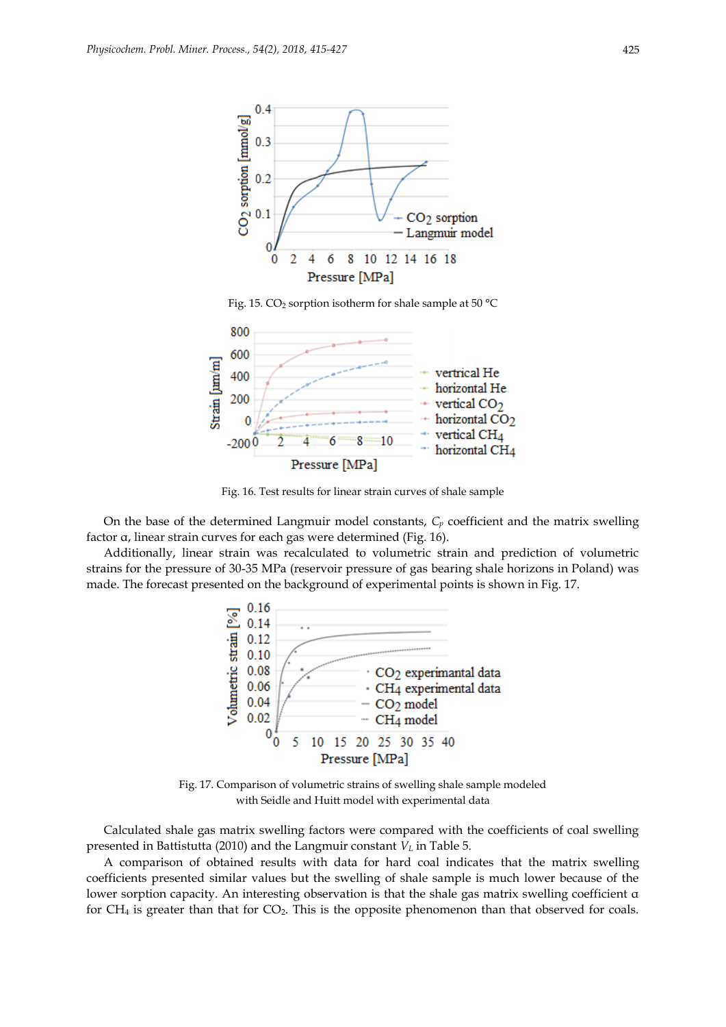Fig. 15. $CO_2$ sorption isotherm for shale sample at 50 °C

Fig. 16. Test results for linear strain curves of shale sample

On the base of the determined Langmuir model constants, $C_p$ coefficient and the matrix swelling factor α, linear strain curves for each gas were determined (Fig. 16).

Additionally, linear strain was recalculated to volumetric strain and prediction of volumetric strains for the pressure of 30-35 MPa (reservoir pressure of gas bearing shale horizons in Poland) was made. The forecast presented on the background of experimental points is shown in Fig. 17.

Fig. 17. Comparison of volumetric strains of swelling shale sample modeled with Seidle and Huitt model with experimental data

Calculated shale gas matrix swelling factors were compared with the coefficients of coal swelling presented in Battistutta (2010) and the Langmuir constant $V_L$ in Table 5.

A comparison of obtained results with data for hard coal indicates that the matrix swelling coefficients presented similar values but the swelling of shale sample is much lower because of the lower sorption capacity. An interesting observation is that the shale gas matrix swelling coefficient α for $CH_4$ is greater than that for $CO_2$. This is the opposite phenomenon than that observed for coals.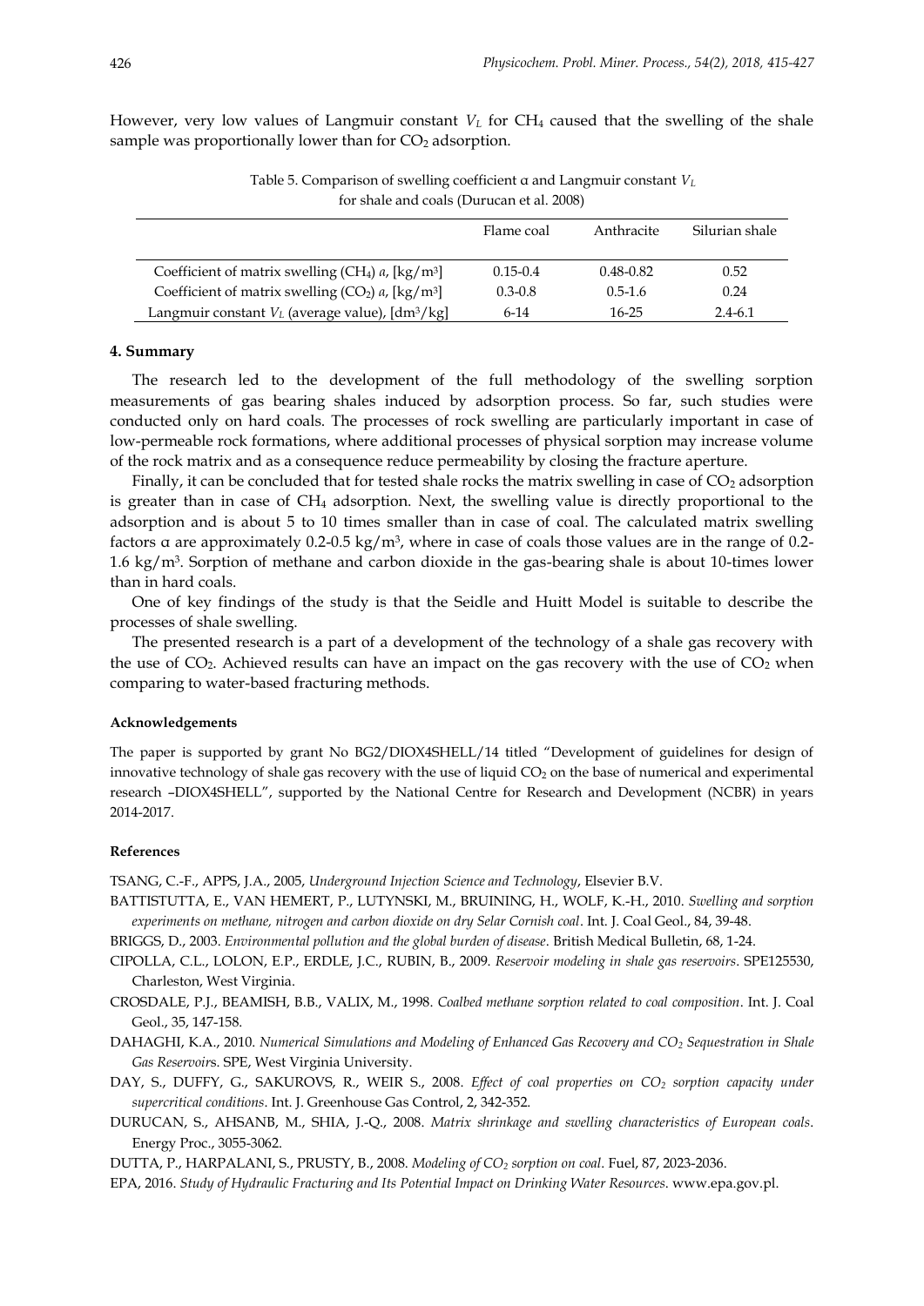However, very low values of Langmuir constant $V_L$ for $CH_4$ caused that the swelling of the shale sample was proportionally lower than for $CO_2$ adsorption.

Table 5. Comparison of swelling coefficient α and Langmuir constant $V_L$ for shale and coals (Durucan et al. 2008)

| | Flame coal | Anthracite | Silurian shale |
|---|---|---|---|
| Coefficient of matrix swelling ($CH_4$) $a$, [kg/m$^3$] | 0.15-0.4 | 0.48-0.82 | 0.52 |
| Coefficient of matrix swelling ($CO_2$) $a$, [kg/m$^3$] | 0.3-0.8 | 0.5-1.6 | 0.24 |
| Langmuir constant $V_L$ (average value), [dm$^3$/kg] | 6-14 | 16-25 | 2.4-6.1 |

## 4. Summary

The research led to the development of the full methodology of the swelling sorption measurements of gas bearing shales induced by adsorption process. So far, such studies were conducted only on hard coals. The processes of rock swelling are particularly important in case of low-permeable rock formations, where additional processes of physical sorption may increase volume of the rock matrix and as a consequence reduce permeability by closing the fracture aperture.

Finally, it can be concluded that for tested shale rocks the matrix swelling in case of $CO_2$ adsorption is greater than in case of $CH_4$ adsorption. Next, the swelling value is directly proportional to the adsorption and is about 5 to 10 times smaller than in case of coal. The calculated matrix swelling factors α are approximately 0.2-0.5 kg/m$^3$, where in case of coals those values are in the range of 0.2-1.6 kg/m$^3$. Sorption of methane and carbon dioxide in the gas-bearing shale is about 10-times lower than in hard coals.

One of key findings of the study is that the Seidle and Huitt Model is suitable to describe the processes of shale swelling.

The presented research is a part of a development of the technology of a shale gas recovery with the use of $CO_2$. Achieved results can have an impact on the gas recovery with the use of $CO_2$ when comparing to water-based fracturing methods.

#### Acknowledgements

The paper is supported by grant No BG2/DIOX4SHELL/14 titled "Development of guidelines for design of innovative technology of shale gas recovery with the use of liquid $CO_2$ on the base of numerical and experimental research –DIOX4SHELL", supported by the National Centre for Research and Development (NCBR) in years 2014-2017.

#### References

TSANG, C.-F., APPS, J.A., 2005, *Underground Injection Science and Technology*, Elsevier B.V.

BATTISTUTTA, E., VAN HEMERT, P., LUTYNSKI, M., BRUINING, H., WOLF, K.-H., 2010. *Swelling and sorption experiments on methane, nitrogen and carbon dioxide on dry Selar Cornish coal*. Int. J. Coal Geol., 84, 39-48.

BRIGGS, D., 2003. *Environmental pollution and the global burden of disease*. British Medical Bulletin, 68, 1-24.

CIPOLLA, C.L., LOLON, E.P., ERDLE, J.C., RUBIN, B., 2009. *Reservoir modeling in shale gas reservoirs*. SPE125530, Charleston, West Virginia.

CROSDALE, P.J., BEAMISH, B.B., VALIX, M., 1998. *Coalbed methane sorption related to coal composition*. Int. J. Coal Geol., 35, 147-158.

DAHAGHI, K.A., 2010. *Numerical Simulations and Modeling of Enhanced Gas Recovery and $CO_2$ Sequestration in Shale Gas Reservoirs*. SPE, West Virginia University.

DAY, S., DUFFY, G., SAKUROVS, R., WEIR S., 2008. *Effect of coal properties on $CO_2$ sorption capacity under supercritical conditions*. Int. J. Greenhouse Gas Control, 2, 342-352.

DURUCAN, S., AHSANB, M., SHIA, J.-Q., 2008. *Matrix shrinkage and swelling characteristics of European coals*. Energy Proc., 3055-3062.

DUTTA, P., HARPALANI, S., PRUSTY, B., 2008. *Modeling of $CO_2$ sorption on coal*. Fuel, 87, 2023-2036.

EPA, 2016. *Study of Hydraulic Fracturing and Its Potential Impact on Drinking Water Resources*. www.epa.gov.pl.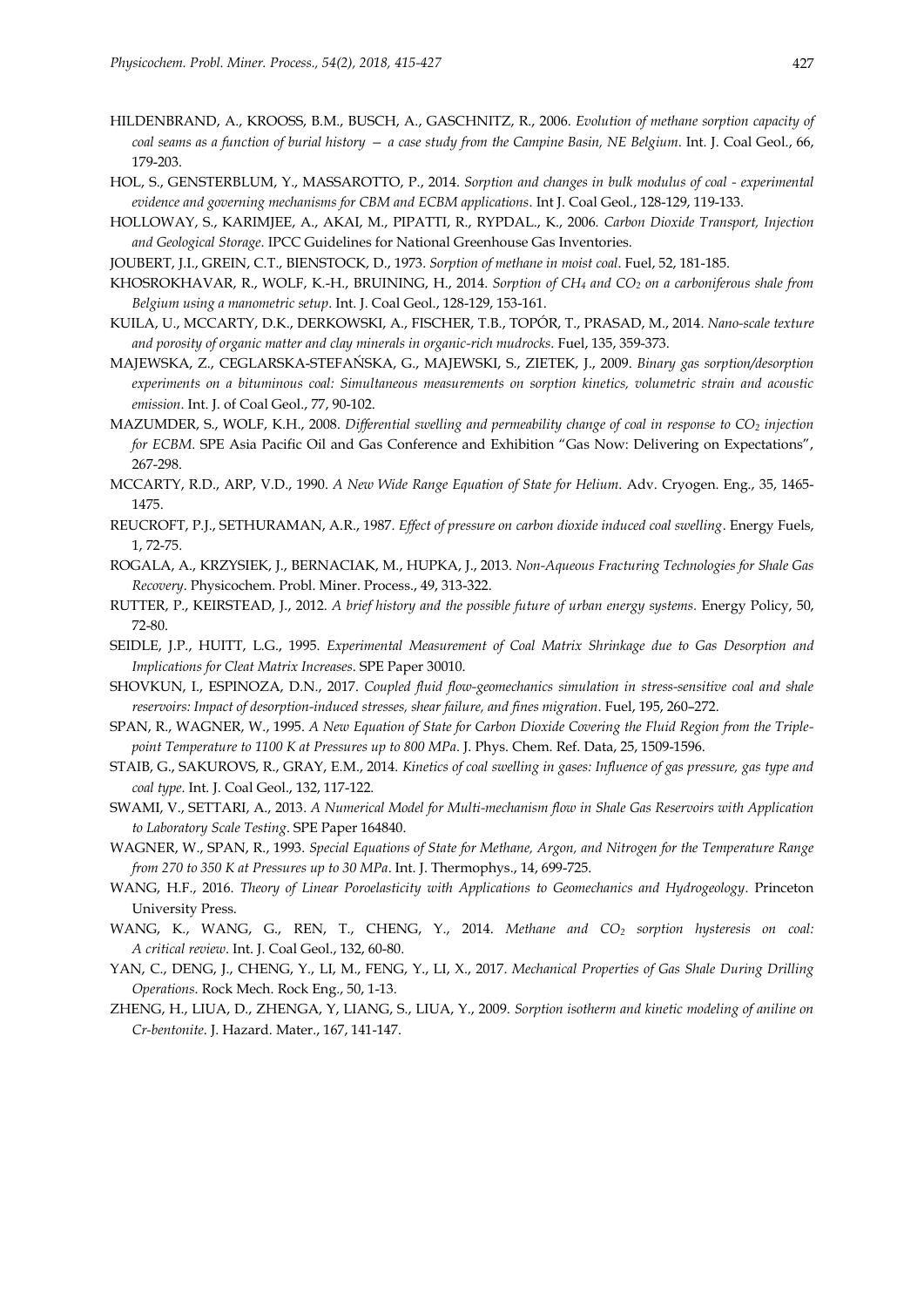HILDENBRAND, A., KROOSS, B.M., BUSCH, A., GASCHNITZ, R., 2006. *Evolution of methane sorption capacity of coal seams as a function of burial history — a case study from the Campine Basin, NE Belgium*. Int. J. Coal Geol., 66, 179-203.

HOL, S., GENSTERBLUM, Y., MASSAROTTO, P., 2014. *Sorption and changes in bulk modulus of coal - experimental evidence and governing mechanisms for CBM and ECBM applications*. Int J. Coal Geol., 128-129, 119-133.

HOLLOWAY, S., KARIMJEE, A., AKAI, M., PIPATTI, R., RYPDAL., K., 2006. *Carbon Dioxide Transport, Injection and Geological Storage*. IPCC Guidelines for National Greenhouse Gas Inventories.

JOUBERT, J.I., GREIN, C.T., BIENSTOCK, D., 1973. *Sorption of methane in moist coal*. Fuel, 52, 181-185.

KHOSROKHAVAR, R., WOLF, K.-H., BRUINING, H., 2014. *Sorption of $CH_4$ and $CO_2$ on a carboniferous shale from Belgium using a manometric setup*. Int. J. Coal Geol., 128-129, 153-161.

KUILA, U., MCCARTY, D.K., DERKOWSKI, A., FISCHER, T.B., TOPÓR, T., PRASAD, M., 2014. *Nano-scale texture and porosity of organic matter and clay minerals in organic-rich mudrocks*. Fuel, 135, 359-373.

MAJEWSKA, Z., CEGLARSKA-STEFAŃSKA, G., MAJEWSKI, S., ZIETEK, J., 2009. *Binary gas sorption/desorption experiments on a bituminous coal: Simultaneous measurements on sorption kinetics, volumetric strain and acoustic emission*. Int. J. of Coal Geol., 77, 90-102.

MAZUMDER, S., WOLF, K.H., 2008. *Differential swelling and permeability change of coal in response to $CO_2$ injection for ECBM*. SPE Asia Pacific Oil and Gas Conference and Exhibition "Gas Now: Delivering on Expectations", 267-298.

MCCARTY, R.D., ARP, V.D., 1990. *A New Wide Range Equation of State for Helium*. Adv. Cryogen. Eng., 35, 1465-1475.

REUCROFT, P.J., SETHURAMAN, A.R., 1987. *Effect of pressure on carbon dioxide induced coal swelling*. Energy Fuels, 1, 72-75.

ROGALA, A., KRZYSIEK, J., BERNACIAK, M., HUPKA, J., 2013. *Non-Aqueous Fracturing Technologies for Shale Gas Recovery*. Physicochem. Probl. Miner. Process., 49, 313-322.

RUTTER, P., KEIRSTEAD, J., 2012. *A brief history and the possible future of urban energy systems*. Energy Policy, 50, 72-80.

SEIDLE, J.P., HUITT, L.G., 1995. *Experimental Measurement of Coal Matrix Shrinkage due to Gas Desorption and Implications for Cleat Matrix Increases*. SPE Paper 30010.

SHOVKUN, I., ESPINOZA, D.N., 2017. *Coupled fluid flow-geomechanics simulation in stress-sensitive coal and shale reservoirs: Impact of desorption-induced stresses, shear failure, and fines migration*. Fuel, 195, 260–272.

SPAN, R., WAGNER, W., 1995. *A New Equation of State for Carbon Dioxide Covering the Fluid Region from the Triple-point Temperature to 1100 K at Pressures up to 800 MPa*. J. Phys. Chem. Ref. Data, 25, 1509-1596.

STAIB, G., SAKUROVS, R., GRAY, E.M., 2014. *Kinetics of coal swelling in gases: Influence of gas pressure, gas type and coal type*. Int. J. Coal Geol., 132, 117-122.

SWAMI, V., SETTARI, A., 2013. *A Numerical Model for Multi-mechanism flow in Shale Gas Reservoirs with Application to Laboratory Scale Testing*. SPE Paper 164840.

WAGNER, W., SPAN, R., 1993. *Special Equations of State for Methane, Argon, and Nitrogen for the Temperature Range from 270 to 350 K at Pressures up to 30 MPa*. Int. J. Thermophys., 14, 699-725.

WANG, H.F., 2016. *Theory of Linear Poroelasticity with Applications to Geomechanics and Hydrogeology*. Princeton University Press.

WANG, K., WANG, G., REN, T., CHENG, Y., 2014. *Methane and $CO_2$ sorption hysteresis on coal: A critical review*. Int. J. Coal Geol., 132, 60-80.

YAN, C., DENG, J., CHENG, Y., LI, M., FENG, Y., LI, X., 2017. *Mechanical Properties of Gas Shale During Drilling Operations*. Rock Mech. Rock Eng., 50, 1-13.

ZHENG, H., LIUA, D., ZHENGA, Y, LIANG, S., LIUA, Y., 2009. *Sorption isotherm and kinetic modeling of aniline on Cr-bentonite*. J. Hazard. Mater., 167, 141-147.